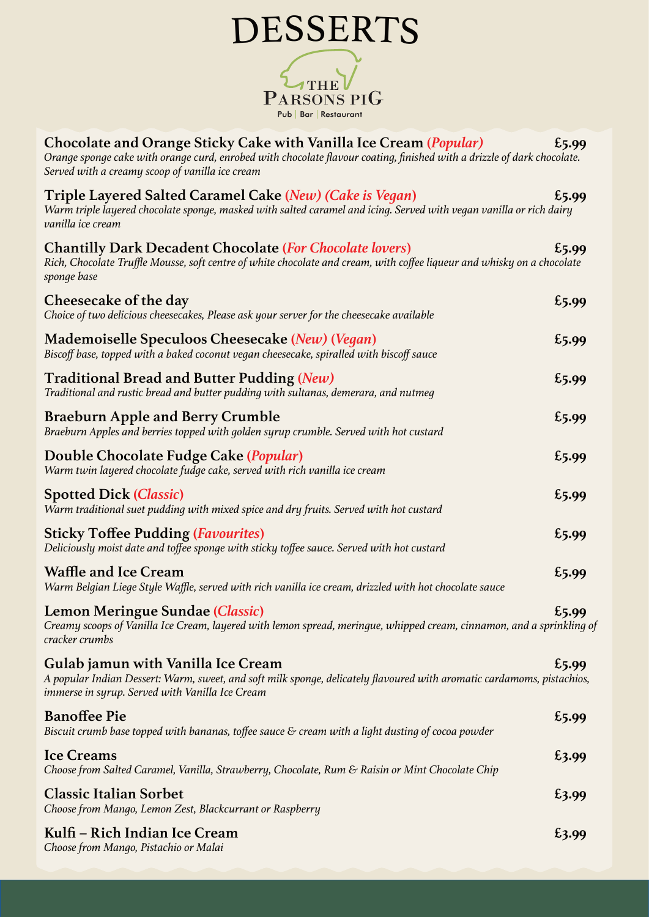# DESSERTS

THE PARSONS PIG
Pub | Bar | Restaurant

**Chocolate and Orange Sticky Cake with Vanilla Ice Cream (*Popular*)** **£5.99**
*Orange sponge cake with orange curd, enrobed with chocolate flavour coating, finished with a drizzle of dark chocolate. Served with a creamy scoop of vanilla ice cream*

**Triple Layered Salted Caramel Cake (*New*) (*Cake is Vegan*)** **£5.99**
*Warm triple layered chocolate sponge, masked with salted caramel and icing. Served with vegan vanilla or rich dairy vanilla ice cream*

**Chantilly Dark Decadent Chocolate (*For Chocolate lovers*)** **£5.99**
*Rich, Chocolate Truffle Mousse, soft centre of white chocolate and cream, with coffee liqueur and whisky on a chocolate sponge base*

**Cheesecake of the day** **£5.99**
*Choice of two delicious cheesecakes, Please ask your server for the cheesecake available*

**Mademoiselle Speculoos Cheesecake (*New*) (*Vegan*)** **£5.99**
*Biscoff base, topped with a baked coconut vegan cheesecake, spiralled with biscoff sauce*

**Traditional Bread and Butter Pudding (*New*)** **£5.99**
*Traditional and rustic bread and butter pudding with sultanas, demerara, and nutmeg*

**Braeburn Apple and Berry Crumble** **£5.99**
*Braeburn Apples and berries topped with golden syrup crumble. Served with hot custard*

**Double Chocolate Fudge Cake (*Popular*)** **£5.99**
*Warm twin layered chocolate fudge cake, served with rich vanilla ice cream*

**Spotted Dick (*Classic*)** **£5.99**
*Warm traditional suet pudding with mixed spice and dry fruits. Served with hot custard*

**Sticky Toffee Pudding (*Favourites*)** **£5.99**
*Deliciously moist date and toffee sponge with sticky toffee sauce. Served with hot custard*

**Waffle and Ice Cream** **£5.99**
*Warm Belgian Liege Style Waffle, served with rich vanilla ice cream, drizzled with hot chocolate sauce*

**Lemon Meringue Sundae (*Classic*)** **£5.99**
*Creamy scoops of Vanilla Ice Cream, layered with lemon spread, meringue, whipped cream, cinnamon, and a sprinkling of cracker crumbs*

**Gulab jamun with Vanilla Ice Cream** **£5.99**
*A popular Indian Dessert: Warm, sweet, and soft milk sponge, delicately flavoured with aromatic cardamoms, pistachios, immerse in syrup. Served with Vanilla Ice Cream*

**Banoffee Pie** **£5.99**
*Biscuit crumb base topped with bananas, toffee sauce & cream with a light dusting of cocoa powder*

**Ice Creams** **£3.99**
*Choose from Salted Caramel, Vanilla, Strawberry, Chocolate, Rum & Raisin or Mint Chocolate Chip*

**Classic Italian Sorbet** **£3.99**
*Choose from Mango, Lemon Zest, Blackcurrant or Raspberry*

**Kulfi – Rich Indian Ice Cream** **£3.99**
*Choose from Mango, Pistachio or Malai*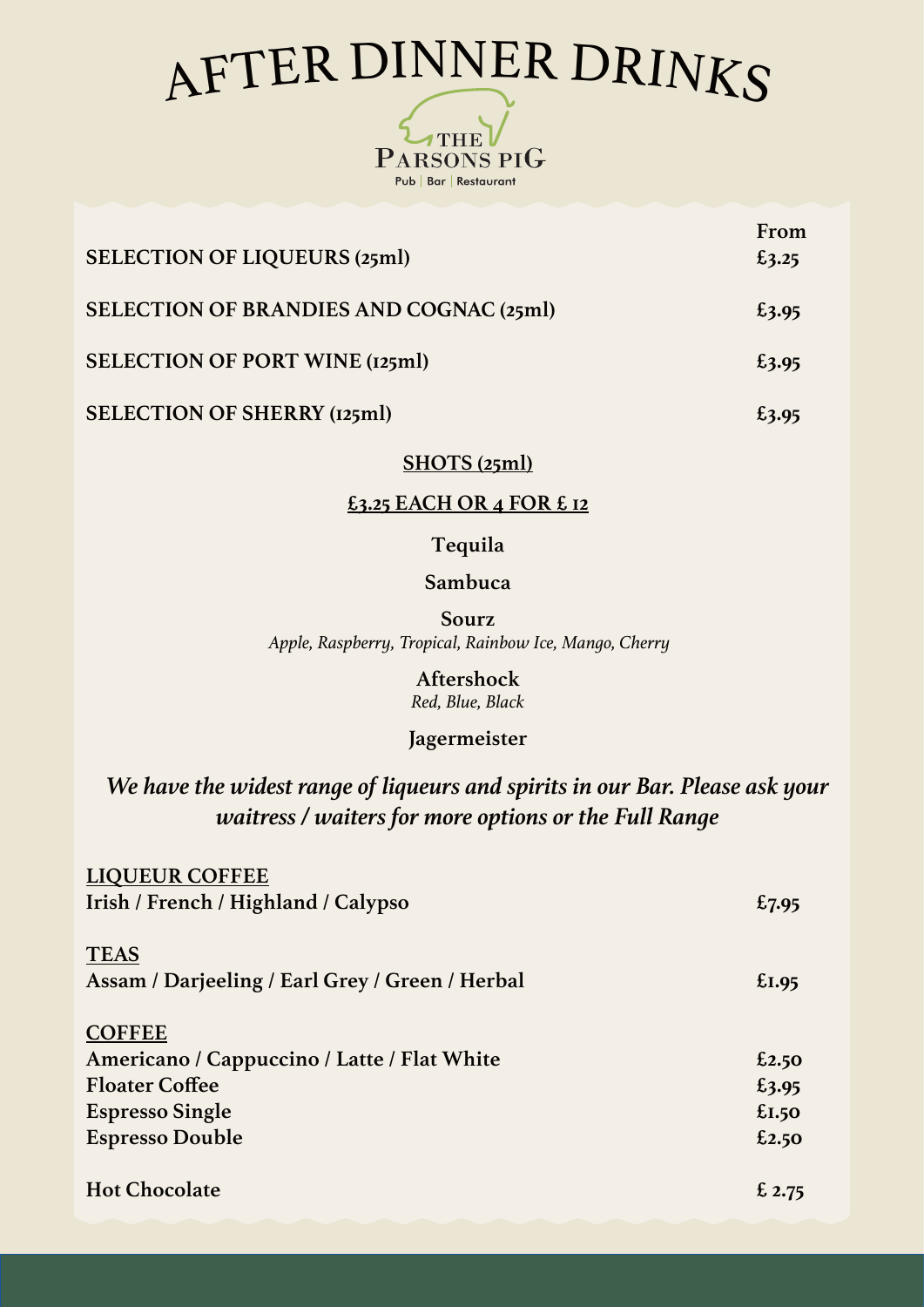# AFTER DINNER DRINKS

THE PARSONS PIG

Pub | Bar | Restaurant

| | |
|---|---|
| | **From** |
| **SELECTION OF LIQUEURS (25ml)** | **£3.25** |
| **SELECTION OF BRANDIES AND COGNAC (25ml)** | **£3.95** |
| **SELECTION OF PORT WINE (125ml)** | **£3.95** |
| **SELECTION OF SHERRY (125ml)** | **£3.95** |

**SHOTS (25ml)**

**£3.25 EACH OR 4 FOR £ 12**

**Tequila**

**Sambuca**

**Sourz**
*Apple, Raspberry, Tropical, Rainbow Ice, Mango, Cherry*

**Aftershock**
*Red, Blue, Black*

**Jagermeister**

***We have the widest range of liqueurs and spirits in our Bar. Please ask your waitress / waiters for more options or the Full Range***

| | |
|---|---|
| **LIQUEUR COFFEE** | |
| **Irish / French / Highland / Calypso** | **£7.95** |
| **TEAS** | |
| **Assam / Darjeeling / Earl Grey / Green / Herbal** | **£1.95** |
| **COFFEE** | |
| **Americano / Cappuccino / Latte / Flat White** | **£2.50** |
| **Floater Coffee** | **£3.95** |
| **Espresso Single** | **£1.50** |
| **Espresso Double** | **£2.50** |
| **Hot Chocolate** | **£ 2.75** |